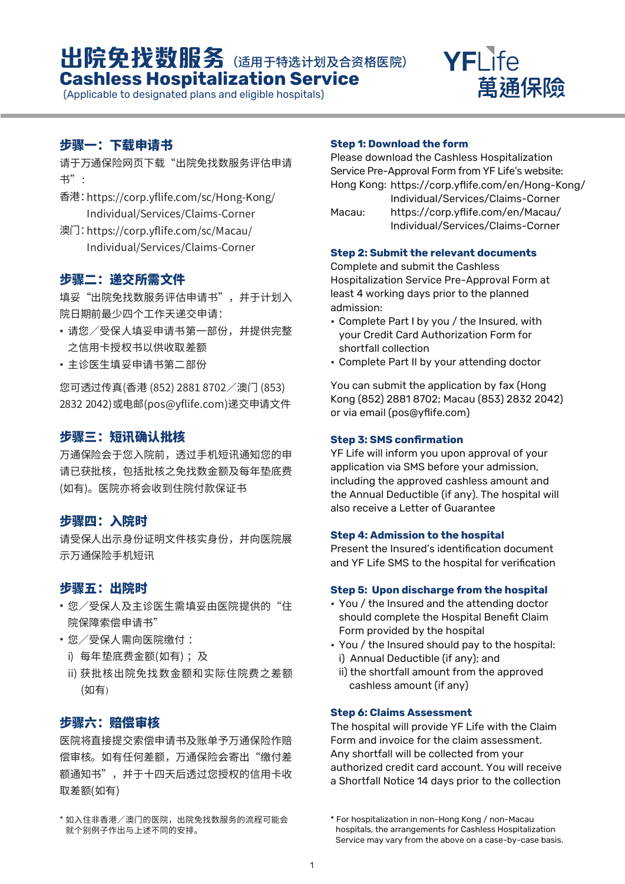# 出院免找数服务 (适用于特选计划及合资格医院)

# Cashless Hospitalization Service

(Applicable to designated plans and eligible hospitals)

YF Life 萬通保險

## 步骤一：下载申请书

请于万通保险网页下载“出院免找数服务评估申请书”：

香港：https://corp.yflife.com/sc/Hong-Kong/Individual/Services/Claims-Corner

澳门：https://corp.yflife.com/sc/Macau/Individual/Services/Claims-Corner

## 步骤二：递交所需文件

填妥“出院免找数服务评估申请书”，并于计划入院日期前最少四个工作天递交申请：

- 请您／受保人填妥申请书第一部份，并提供完整之信用卡授权书以供收取差额
- 主诊医生填妥申请书第二部份

您可透过传真(香港 (852) 2881 8702／澳门 (853) 2832 2042)或电邮(pos@yflife.com)递交申请文件

## 步骤三：短讯确认批核

万通保险会于您入院前，透过手机短讯通知您的申请已获批核，包括批核之免找数金额及每年垫底费(如有)。医院亦将会收到住院付款保证书

## 步骤四：入院时

请受保人出示身份证明文件核实身份，并向医院展示万通保险手机短讯

## 步骤五：出院时

- 您／受保人及主诊医生需填妥由医院提供的“住院保障索偿申请书”
- 您／受保人需向医院缴付：
  i) 每年垫底费金额(如有)；及
  ii) 获批核出院免找数金额和实际住院费之差额(如有)

## 步骤六：赔偿审核

医院将直接提交索偿申请书及账单予万通保险作赔偿审核。如有任何差额，万通保险会寄出“缴付差额通知书”，并于十四天后透过您授权的信用卡收取差额(如有)

\* 如入住非香港／澳门的医院，出院免找数服务的流程可能会就个别例子作出与上述不同的安排。

## Step 1: Download the form

Please download the Cashless Hospitalization Service Pre-Approval Form from YF Life's website:

Hong Kong: https://corp.yflife.com/en/Hong-Kong/Individual/Services/Claims-Corner

Macau: https://corp.yflife.com/en/Macau/Individual/Services/Claims-Corner

## Step 2: Submit the relevant documents

Complete and submit the Cashless Hospitalization Service Pre-Approval Form at least 4 working days prior to the planned admission:

- Complete Part I by you / the Insured, with your Credit Card Authorization Form for shortfall collection
- Complete Part II by your attending doctor

You can submit the application by fax (Hong Kong (852) 2881 8702; Macau (853) 2832 2042) or via email (pos@yflife.com)

## Step 3: SMS confirmation

YF Life will inform you upon approval of your application via SMS before your admission, including the approved cashless amount and the Annual Deductible (if any). The hospital will also receive a Letter of Guarantee

## Step 4: Admission to the hospital

Present the Insured's identification document and YF Life SMS to the hospital for verification

## Step 5: Upon discharge from the hospital

- You / the Insured and the attending doctor should complete the Hospital Benefit Claim Form provided by the hospital
- You / the Insured should pay to the hospital:
  i) Annual Deductible (if any); and
  ii) the shortfall amount from the approved cashless amount (if any)

## Step 6: Claims Assessment

The hospital will provide YF Life with the Claim Form and invoice for the claim assessment. Any shortfall will be collected from your authorized credit card account. You will receive a Shortfall Notice 14 days prior to the collection

\* For hospitalization in non-Hong Kong / non-Macau hospitals, the arrangements for Cashless Hospitalization Service may vary from the above on a case-by-case basis.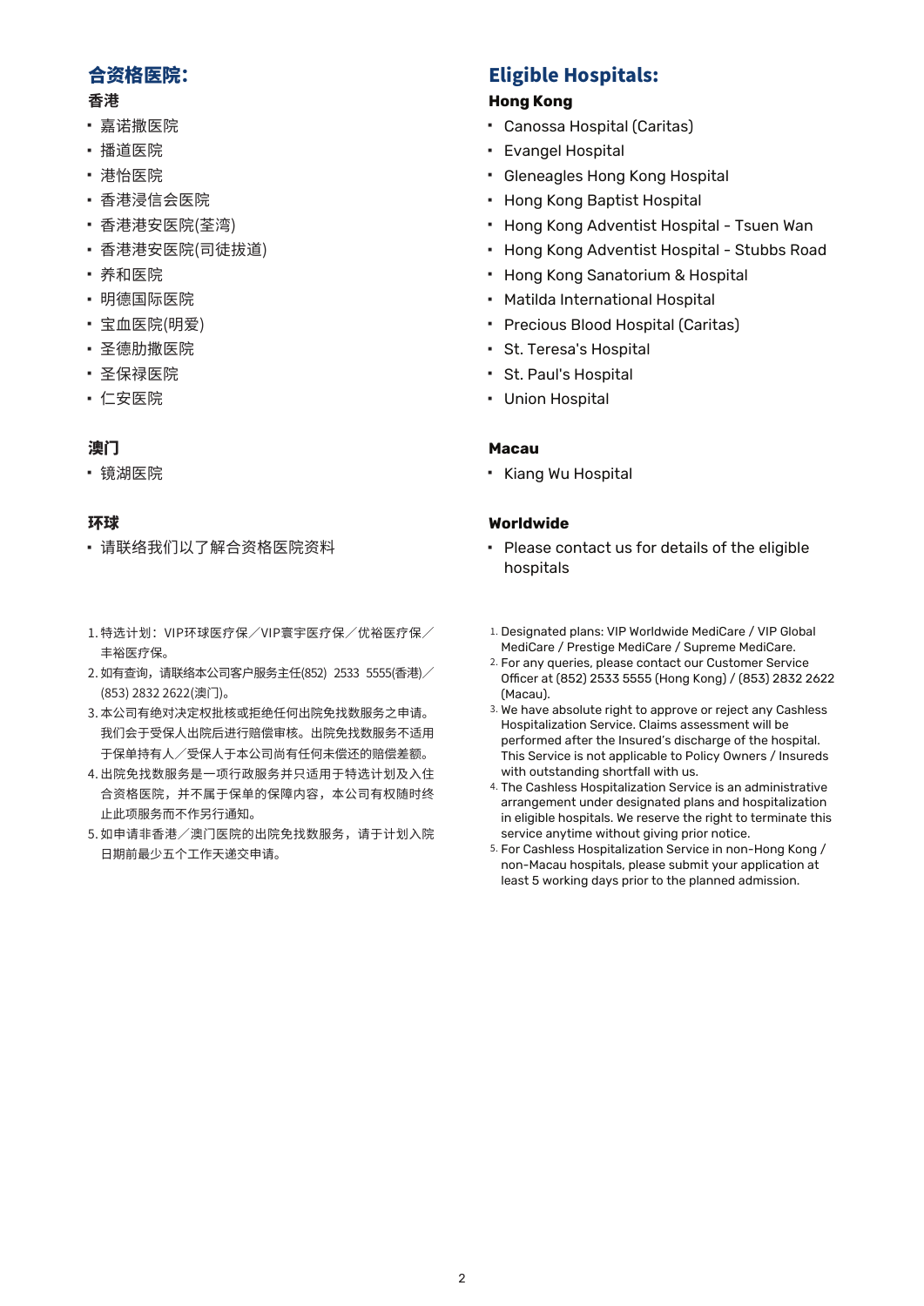## 合资格医院：

### 香港

- 嘉诺撒医院
- 播道医院
- 港怡医院
- 香港浸信会医院
- 香港港安医院(荃湾)
- 香港港安医院(司徒拔道)
- 养和医院
- 明德国际医院
- 宝血医院(明爱)
- 圣德肋撒医院
- 圣保禄医院
- 仁安医院

### 澳门

- 镜湖医院

### 环球

- 请联络我们以了解合资格医院资料

1. 特选计划：VIP环球医疗保／VIP寰宇医疗保／优裕医疗保／丰裕医疗保。
2. 如有查询，请联络本公司客户服务主任(852) 2533 5555(香港)／(853) 2832 2622(澳门)。
3. 本公司有绝对决定权批核或拒绝任何出院免找数服务之申请。我们会于受保人出院后进行赔偿审核。出院免找数服务不适用于保单持有人／受保人于本公司尚有任何未偿还的赔偿差额。
4. 出院免找数服务是一项行政服务并只适用于特选计划及入住合资格医院，并不属于保单的保障内容，本公司有权随时终止此项服务而不作另行通知。
5. 如申请非香港／澳门医院的出院免找数服务，请于计划入院日期前最少五个工作天递交申请。

## Eligible Hospitals:

### Hong Kong

- Canossa Hospital (Caritas)
- Evangel Hospital
- Gleneagles Hong Kong Hospital
- Hong Kong Baptist Hospital
- Hong Kong Adventist Hospital - Tsuen Wan
- Hong Kong Adventist Hospital - Stubbs Road
- Hong Kong Sanatorium & Hospital
- Matilda International Hospital
- Precious Blood Hospital (Caritas)
- St. Teresa's Hospital
- St. Paul's Hospital
- Union Hospital

### Macau

- Kiang Wu Hospital

### Worldwide

- Please contact us for details of the eligible hospitals

1. Designated plans: VIP Worldwide MediCare / VIP Global MediCare / Prestige MediCare / Supreme MediCare.
2. For any queries, please contact our Customer Service Officer at (852) 2533 5555 (Hong Kong) / (853) 2832 2622 (Macau).
3. We have absolute right to approve or reject any Cashless Hospitalization Service. Claims assessment will be performed after the Insured's discharge of the hospital. This Service is not applicable to Policy Owners / Insureds with outstanding shortfall with us.
4. The Cashless Hospitalization Service is an administrative arrangement under designated plans and hospitalization in eligible hospitals. We reserve the right to terminate this service anytime without giving prior notice.
5. For Cashless Hospitalization Service in non-Hong Kong / non-Macau hospitals, please submit your application at least 5 working days prior to the planned admission.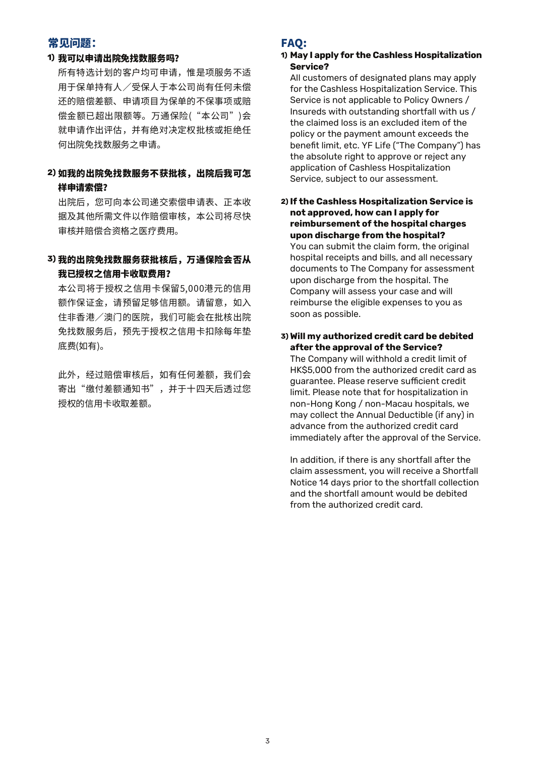## 常见问题：

**1) 我可以申请出院免找数服务吗？**

所有特选计划的客户均可申请，惟是项服务不适用于保单持有人／受保人于本公司尚有任何未偿还的赔偿差额、申请项目为保单的不保事项或赔偿金额已超出限额等。万通保险(“本公司”)会就申请作出评估，并有绝对决定权批核或拒绝任何出院免找数服务之申请。

**2) 如我的出院免找数服务不获批核，出院后我可怎样申请索偿？**

出院后，您可向本公司递交索偿申请表、正本收据及其他所需文件以作赔偿审核，本公司将尽快审核并赔偿合资格之医疗费用。

**3) 我的出院免找数服务获批核后，万通保险会否从我已授权之信用卡收取费用？**

本公司将于授权之信用卡保留5,000港元的信用额作保证金，请预留足够信用额。请留意，如入住非香港／澳门的医院，我们可能会在批核出院免找数服务后，预先于授权之信用卡扣除每年垫底费(如有)。

此外，经过赔偿审核后，如有任何差额，我们会寄出“缴付差额通知书”，并于十四天后透过您授权的信用卡收取差额。

## FAQ:

**1) May I apply for the Cashless Hospitalization Service?**

All customers of designated plans may apply for the Cashless Hospitalization Service. This Service is not applicable to Policy Owners / Insureds with outstanding shortfall with us / the claimed loss is an excluded item of the policy or the payment amount exceeds the benefit limit, etc. YF Life ("The Company") has the absolute right to approve or reject any application of Cashless Hospitalization Service, subject to our assessment.

**2) If the Cashless Hospitalization Service is not approved, how can I apply for reimbursement of the hospital charges upon discharge from the hospital?**

You can submit the claim form, the original hospital receipts and bills, and all necessary documents to The Company for assessment upon discharge from the hospital. The Company will assess your case and will reimburse the eligible expenses to you as soon as possible.

**3) Will my authorized credit card be debited after the approval of the Service?**

The Company will withhold a credit limit of HK$5,000 from the authorized credit card as guarantee. Please reserve sufficient credit limit. Please note that for hospitalization in non-Hong Kong / non-Macau hospitals, we may collect the Annual Deductible (if any) in advance from the authorized credit card immediately after the approval of the Service.

In addition, if there is any shortfall after the claim assessment, you will receive a Shortfall Notice 14 days prior to the shortfall collection and the shortfall amount would be debited from the authorized credit card.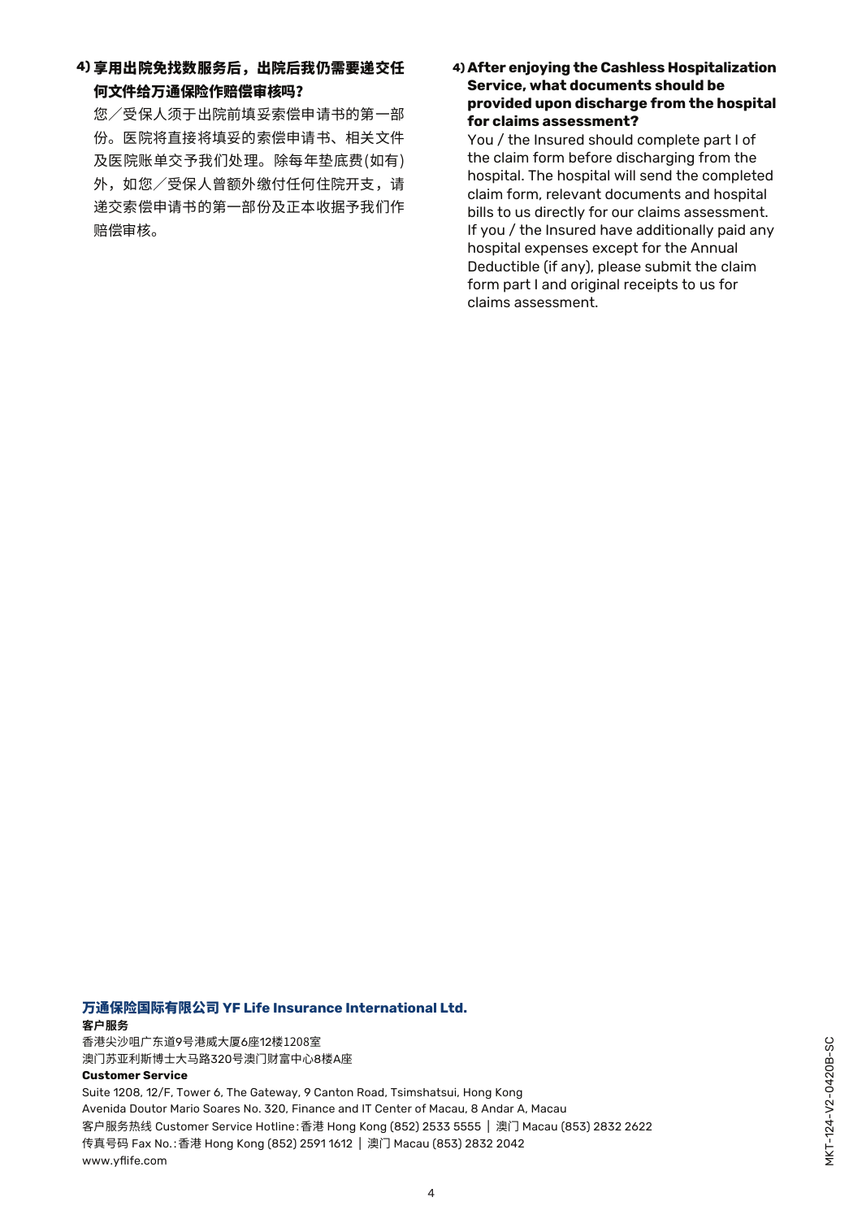**4) 享用出院免找数服务后，出院后我仍需要递交任何文件给万通保险作赔偿审核吗？**

您／受保人须于出院前填妥索偿申请书的第一部份。医院将直接将填妥的索偿申请书、相关文件及医院账单交予我们处理。除每年垫底费(如有)外，如您／受保人曾额外缴付任何住院开支，请递交索偿申请书的第一部份及正本收据予我们作赔偿审核。

**4) After enjoying the Cashless Hospitalization Service, what documents should be provided upon discharge from the hospital for claims assessment?**

You / the Insured should complete part I of the claim form before discharging from the hospital. The hospital will send the completed claim form, relevant documents and hospital bills to us directly for our claims assessment. If you / the Insured have additionally paid any hospital expenses except for the Annual Deductible (if any), please submit the claim form part I and original receipts to us for claims assessment.

**万通保险国际有限公司 YF Life Insurance International Ltd.**

**客户服务**

香港尖沙咀广东道9号港威大厦6座12楼1208室

澳门苏亚利斯博士大马路320号澳门财富中心8楼A座

**Customer Service**

Suite 1208, 12/F, Tower 6, The Gateway, 9 Canton Road, Tsimshatsui, Hong Kong

Avenida Doutor Mario Soares No. 320, Finance and IT Center of Macau, 8 Andar A, Macau

客户服务热线 Customer Service Hotline：香港 Hong Kong (852) 2533 5555 ｜ 澳门 Macau (853) 2832 2622

传真号码 Fax No.：香港 Hong Kong (852) 2591 1612 ｜ 澳门 Macau (853) 2832 2042

www.yflife.com

MKT-124-V2-0420B-SC